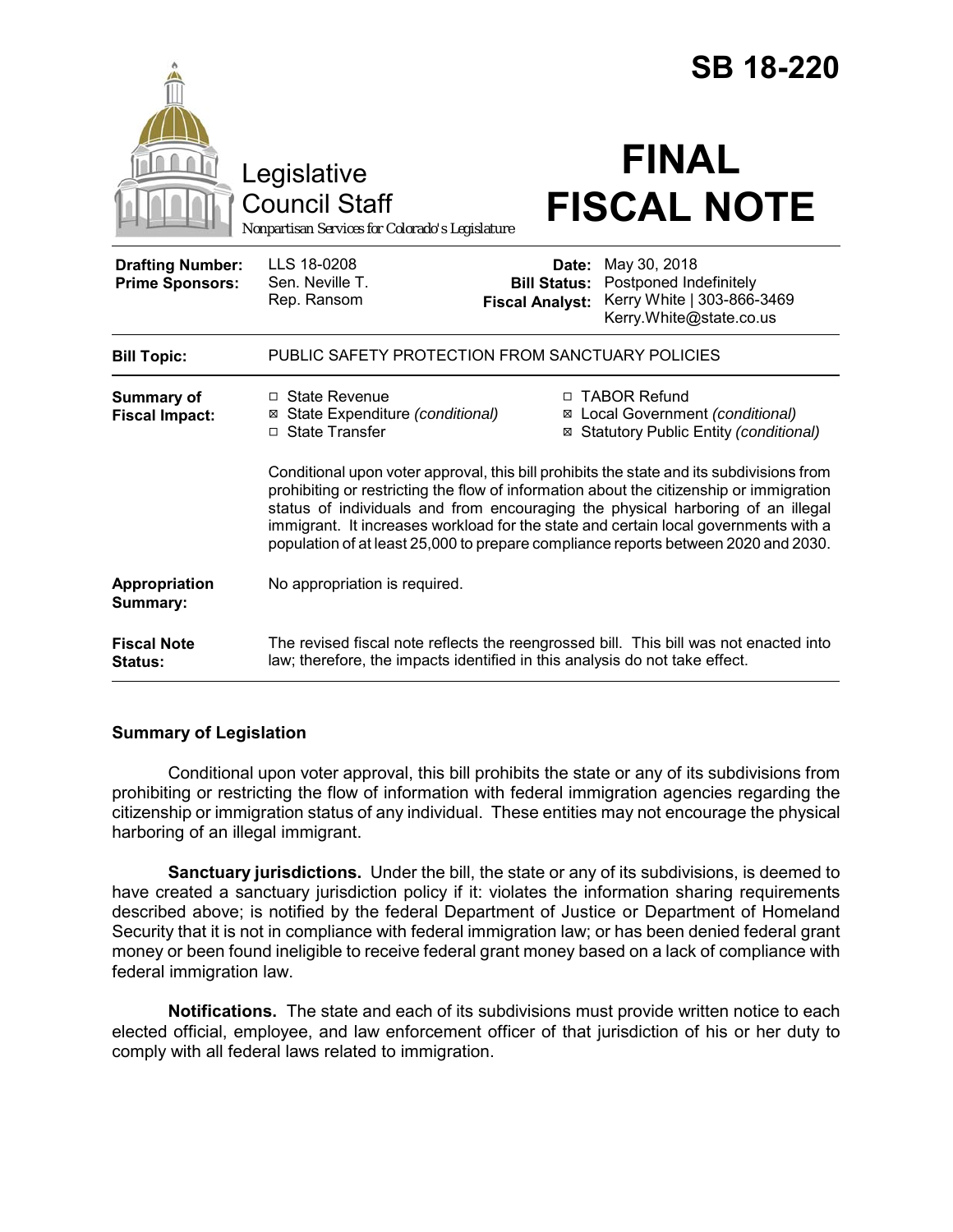# SB 18-220

Legislative Council Staff

*Nonpartisan Services for Colorado's Legislature*

# FINAL FISCAL NOTE

| | | | |
|---|---|---|---|
| **Drafting Number:** | LLS 18-0208 | **Date:** | May 30, 2018 |
| **Prime Sponsors:** | Sen. Neville T. | **Bill Status:** | Postponed Indefinitely |
| | Rep. Ransom | **Fiscal Analyst:** | Kerry White \| 303-866-3469 Kerry.White@state.co.us |

| | |
|---|---|
| **Bill Topic:** | PUBLIC SAFETY PROTECTION FROM SANCTUARY POLICIES |
| **Summary of Fiscal Impact:** | ☐ State Revenue ☒ State Expenditure *(conditional)* ☐ State Transfer ☐ TABOR Refund ☒ Local Government *(conditional)* ☒ Statutory Public Entity *(conditional)* <br><br> Conditional upon voter approval, this bill prohibits the state and its subdivisions from prohibiting or restricting the flow of information about the citizenship or immigration status of individuals and from encouraging the physical harboring of an illegal immigrant. It increases workload for the state and certain local governments with a population of at least 25,000 to prepare compliance reports between 2020 and 2030. |
| **Appropriation Summary:** | No appropriation is required. |
| **Fiscal Note Status:** | The revised fiscal note reflects the reengrossed bill. This bill was not enacted into law; therefore, the impacts identified in this analysis do not take effect. |

## Summary of Legislation

Conditional upon voter approval, this bill prohibits the state or any of its subdivisions from prohibiting or restricting the flow of information with federal immigration agencies regarding the citizenship or immigration status of any individual. These entities may not encourage the physical harboring of an illegal immigrant.

**Sanctuary jurisdictions.** Under the bill, the state or any of its subdivisions, is deemed to have created a sanctuary jurisdiction policy if it: violates the information sharing requirements described above; is notified by the federal Department of Justice or Department of Homeland Security that it is not in compliance with federal immigration law; or has been denied federal grant money or been found ineligible to receive federal grant money based on a lack of compliance with federal immigration law.

**Notifications.** The state and each of its subdivisions must provide written notice to each elected official, employee, and law enforcement officer of that jurisdiction of his or her duty to comply with all federal laws related to immigration.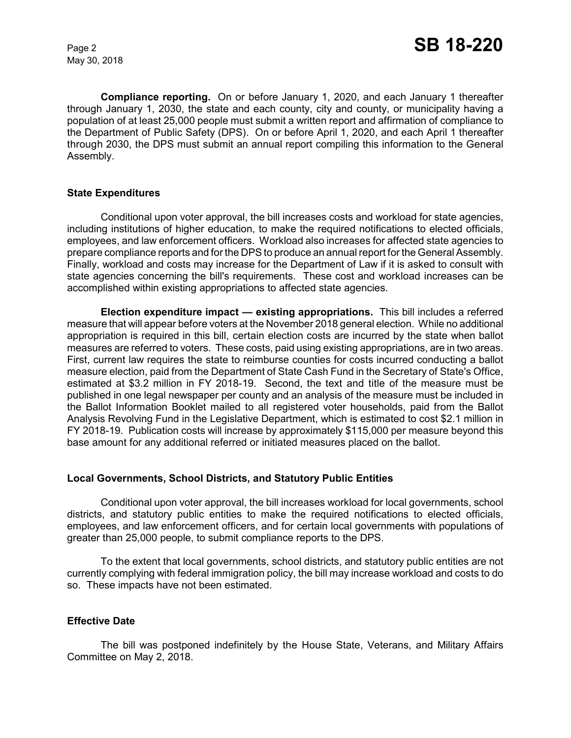**Compliance reporting.** On or before January 1, 2020, and each January 1 thereafter through January 1, 2030, the state and each county, city and county, or municipality having a population of at least 25,000 people must submit a written report and affirmation of compliance to the Department of Public Safety (DPS). On or before April 1, 2020, and each April 1 thereafter through 2030, the DPS must submit an annual report compiling this information to the General Assembly.

### State Expenditures

Conditional upon voter approval, the bill increases costs and workload for state agencies, including institutions of higher education, to make the required notifications to elected officials, employees, and law enforcement officers. Workload also increases for affected state agencies to prepare compliance reports and for the DPS to produce an annual report for the General Assembly. Finally, workload and costs may increase for the Department of Law if it is asked to consult with state agencies concerning the bill's requirements. These cost and workload increases can be accomplished within existing appropriations to affected state agencies.

**Election expenditure impact — existing appropriations.** This bill includes a referred measure that will appear before voters at the November 2018 general election. While no additional appropriation is required in this bill, certain election costs are incurred by the state when ballot measures are referred to voters. These costs, paid using existing appropriations, are in two areas. First, current law requires the state to reimburse counties for costs incurred conducting a ballot measure election, paid from the Department of State Cash Fund in the Secretary of State's Office, estimated at $3.2 million in FY 2018-19. Second, the text and title of the measure must be published in one legal newspaper per county and an analysis of the measure must be included in the Ballot Information Booklet mailed to all registered voter households, paid from the Ballot Analysis Revolving Fund in the Legislative Department, which is estimated to cost $2.1 million in FY 2018-19. Publication costs will increase by approximately $115,000 per measure beyond this base amount for any additional referred or initiated measures placed on the ballot.

### Local Governments, School Districts, and Statutory Public Entities

Conditional upon voter approval, the bill increases workload for local governments, school districts, and statutory public entities to make the required notifications to elected officials, employees, and law enforcement officers, and for certain local governments with populations of greater than 25,000 people, to submit compliance reports to the DPS.

To the extent that local governments, school districts, and statutory public entities are not currently complying with federal immigration policy, the bill may increase workload and costs to do so. These impacts have not been estimated.

### Effective Date

The bill was postponed indefinitely by the House State, Veterans, and Military Affairs Committee on May 2, 2018.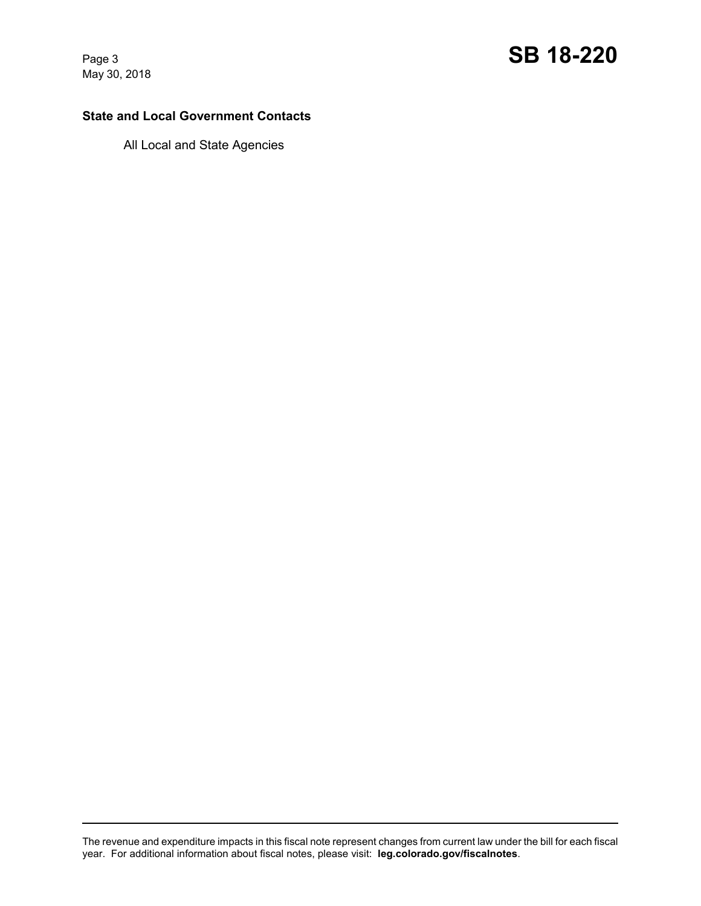### State and Local Government Contacts

All Local and State Agencies

The revenue and expenditure impacts in this fiscal note represent changes from current law under the bill for each fiscal year. For additional information about fiscal notes, please visit: **leg.colorado.gov/fiscalnotes**.